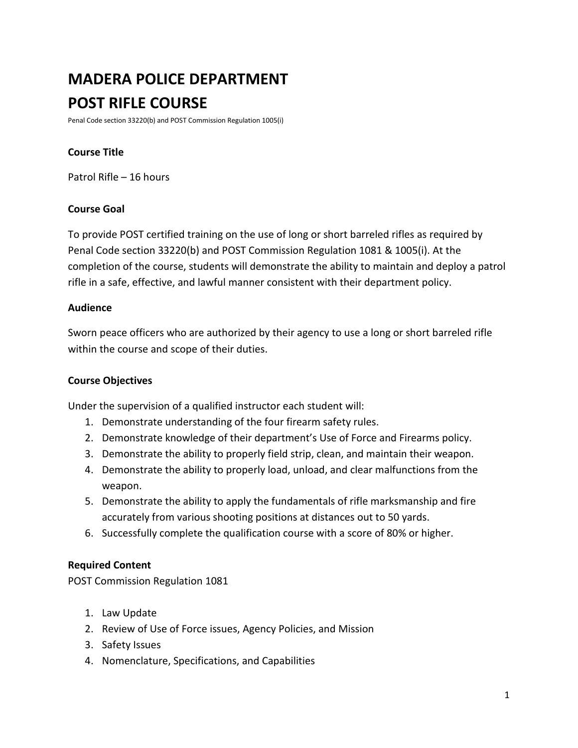# MADERA POLICE DEPARTMENT

# POST RIFLE COURSE

Penal Code section 33220(b) and POST Commission Regulation 1005(i)

### Course Title

Patrol Rifle – 16 hours

### Course Goal

To provide POST certified training on the use of long or short barreled rifles as required by Penal Code section 33220(b) and POST Commission Regulation 1081 & 1005(i). At the completion of the course, students will demonstrate the ability to maintain and deploy a patrol rifle in a safe, effective, and lawful manner consistent with their department policy.

### Audience

Sworn peace officers who are authorized by their agency to use a long or short barreled rifle within the course and scope of their duties.

### Course Objectives

Under the supervision of a qualified instructor each student will:

1. Demonstrate understanding of the four firearm safety rules.
2. Demonstrate knowledge of their department's Use of Force and Firearms policy.
3. Demonstrate the ability to properly field strip, clean, and maintain their weapon.
4. Demonstrate the ability to properly load, unload, and clear malfunctions from the weapon.
5. Demonstrate the ability to apply the fundamentals of rifle marksmanship and fire accurately from various shooting positions at distances out to 50 yards.
6. Successfully complete the qualification course with a score of 80% or higher.

### Required Content

POST Commission Regulation 1081

1. Law Update
2. Review of Use of Force issues, Agency Policies, and Mission
3. Safety Issues
4. Nomenclature, Specifications, and Capabilities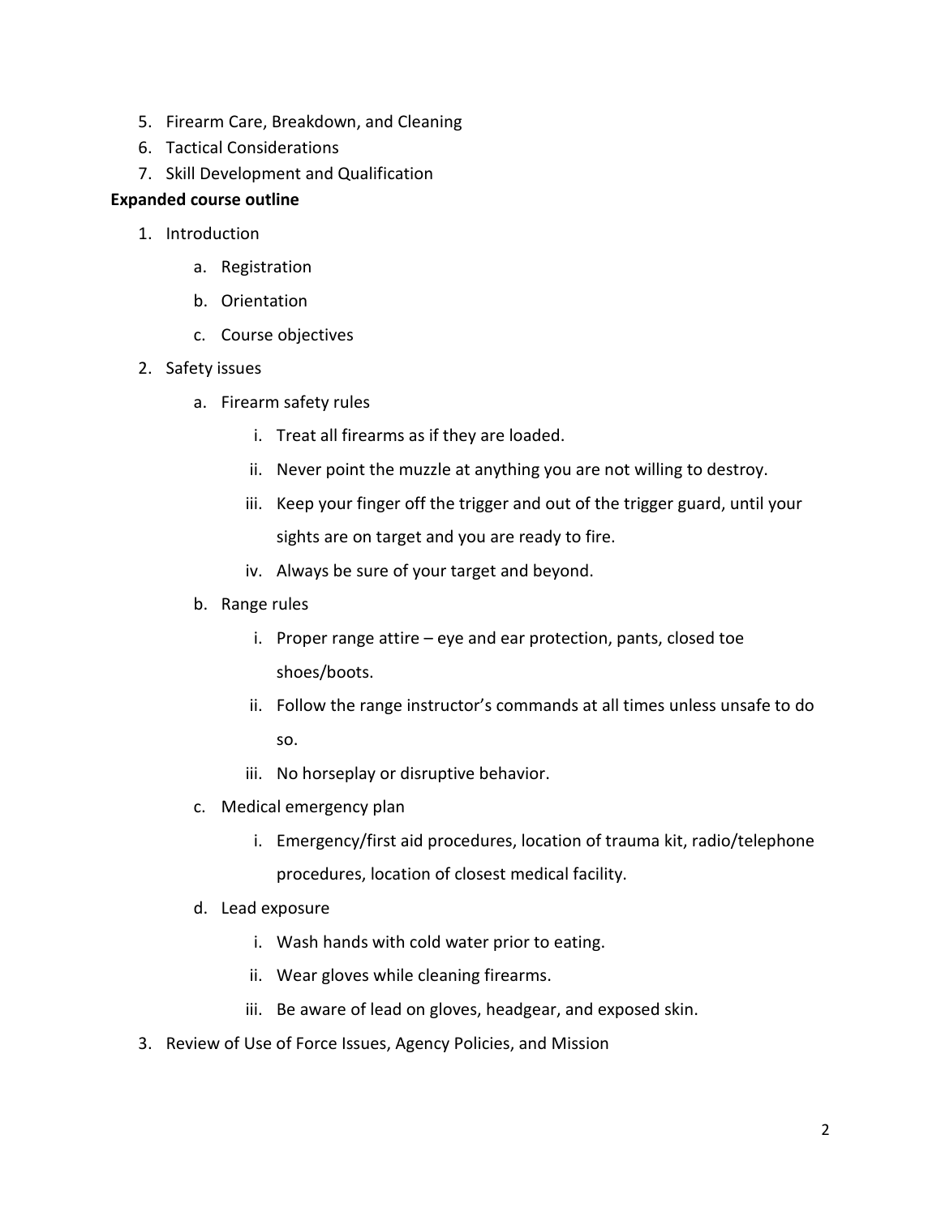5. Firearm Care, Breakdown, and Cleaning
6. Tactical Considerations
7. Skill Development and Qualification

**Expanded course outline**

1. Introduction
    a. Registration
    b. Orientation
    c. Course objectives
2. Safety issues
    a. Firearm safety rules
        i. Treat all firearms as if they are loaded.
        ii. Never point the muzzle at anything you are not willing to destroy.
        iii. Keep your finger off the trigger and out of the trigger guard, until your sights are on target and you are ready to fire.
        iv. Always be sure of your target and beyond.
    b. Range rules
        i. Proper range attire – eye and ear protection, pants, closed toe shoes/boots.
        ii. Follow the range instructor's commands at all times unless unsafe to do so.
        iii. No horseplay or disruptive behavior.
    c. Medical emergency plan
        i. Emergency/first aid procedures, location of trauma kit, radio/telephone procedures, location of closest medical facility.
    d. Lead exposure
        i. Wash hands with cold water prior to eating.
        ii. Wear gloves while cleaning firearms.
        iii. Be aware of lead on gloves, headgear, and exposed skin.
3. Review of Use of Force Issues, Agency Policies, and Mission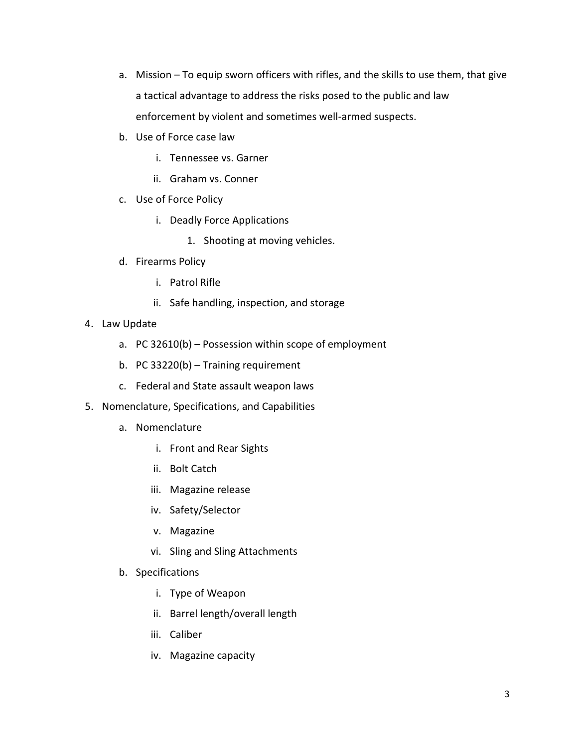a. Mission – To equip sworn officers with rifles, and the skills to use them, that give a tactical advantage to address the risks posed to the public and law enforcement by violent and sometimes well-armed suspects.
   b. Use of Force case law
      i. Tennessee vs. Garner
      ii. Graham vs. Conner
   c. Use of Force Policy
      i. Deadly Force Applications
         1. Shooting at moving vehicles.
   d. Firearms Policy
      i. Patrol Rifle
      ii. Safe handling, inspection, and storage

4. Law Update
   a. PC 32610(b) – Possession within scope of employment
   b. PC 33220(b) – Training requirement
   c. Federal and State assault weapon laws

5. Nomenclature, Specifications, and Capabilities
   a. Nomenclature
      i. Front and Rear Sights
      ii. Bolt Catch
      iii. Magazine release
      iv. Safety/Selector
      v. Magazine
      vi. Sling and Sling Attachments
   b. Specifications
      i. Type of Weapon
      ii. Barrel length/overall length
      iii. Caliber
      iv. Magazine capacity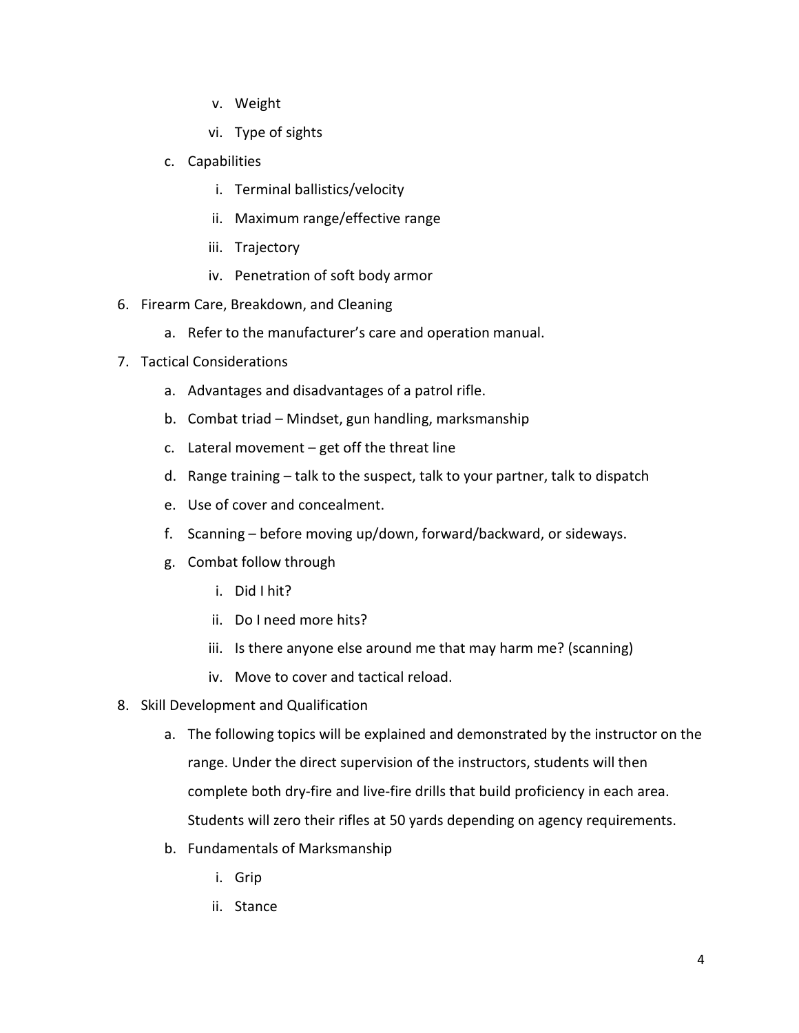v. Weight
   vi. Type of sights

   c. Capabilities
      i. Terminal ballistics/velocity
      ii. Maximum range/effective range
      iii. Trajectory
      iv. Penetration of soft body armor

6. Firearm Care, Breakdown, and Cleaning
   a. Refer to the manufacturer's care and operation manual.

7. Tactical Considerations
   a. Advantages and disadvantages of a patrol rifle.
   b. Combat triad – Mindset, gun handling, marksmanship
   c. Lateral movement – get off the threat line
   d. Range training – talk to the suspect, talk to your partner, talk to dispatch
   e. Use of cover and concealment.
   f. Scanning – before moving up/down, forward/backward, or sideways.
   g. Combat follow through
      i. Did I hit?
      ii. Do I need more hits?
      iii. Is there anyone else around me that may harm me? (scanning)
      iv. Move to cover and tactical reload.

8. Skill Development and Qualification
   a. The following topics will be explained and demonstrated by the instructor on the range. Under the direct supervision of the instructors, students will then complete both dry-fire and live-fire drills that build proficiency in each area. Students will zero their rifles at 50 yards depending on agency requirements.
   b. Fundamentals of Marksmanship
      i. Grip
      ii. Stance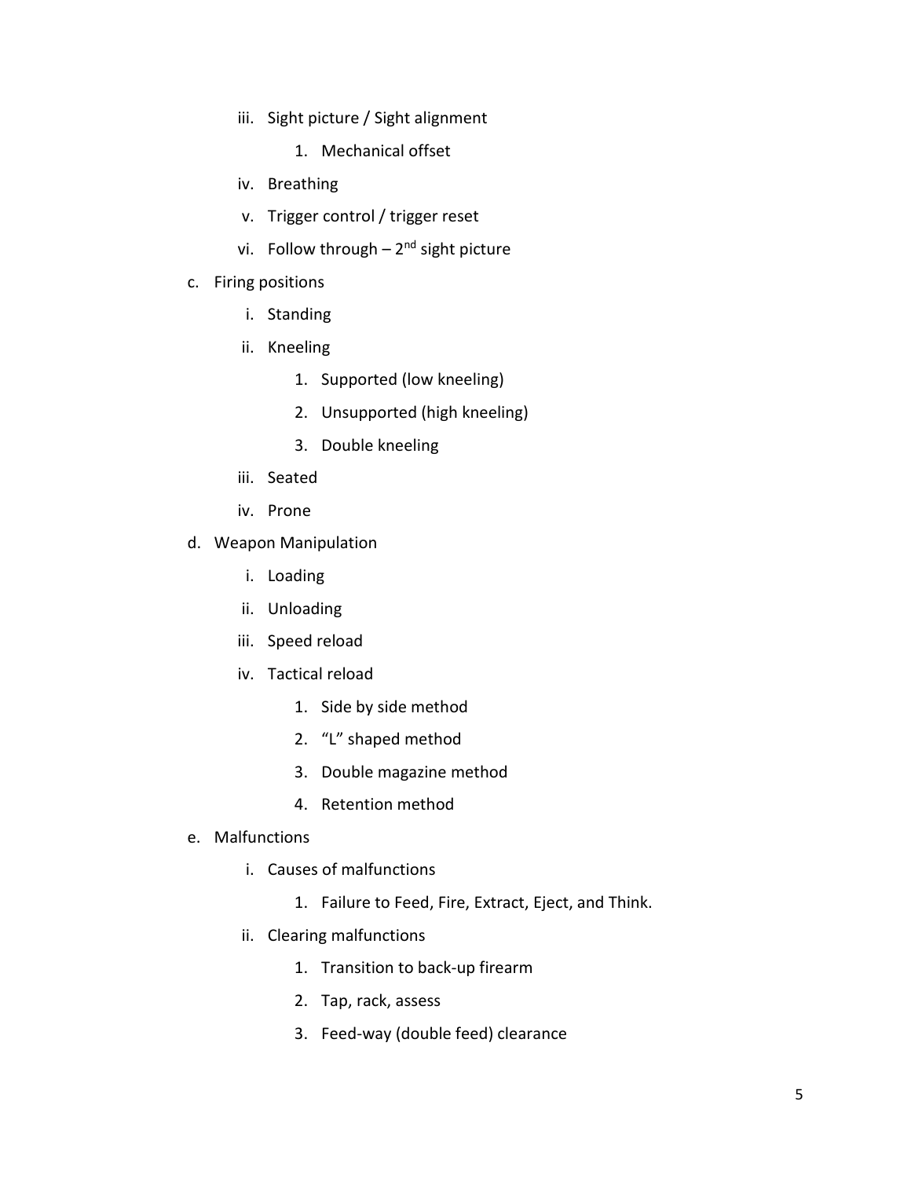- iii. Sight picture / Sight alignment
     1. Mechanical offset
   - iv. Breathing
   - v. Trigger control / trigger reset
   - vi. Follow through – 2nd sight picture
- c. Firing positions
   - i. Standing
   - ii. Kneeling
     1. Supported (low kneeling)
     2. Unsupported (high kneeling)
     3. Double kneeling
   - iii. Seated
   - iv. Prone
- d. Weapon Manipulation
   - i. Loading
   - ii. Unloading
   - iii. Speed reload
   - iv. Tactical reload
     1. Side by side method
     2. "L" shaped method
     3. Double magazine method
     4. Retention method
- e. Malfunctions
   - i. Causes of malfunctions
     1. Failure to Feed, Fire, Extract, Eject, and Think.
   - ii. Clearing malfunctions
     1. Transition to back-up firearm
     2. Tap, rack, assess
     3. Feed-way (double feed) clearance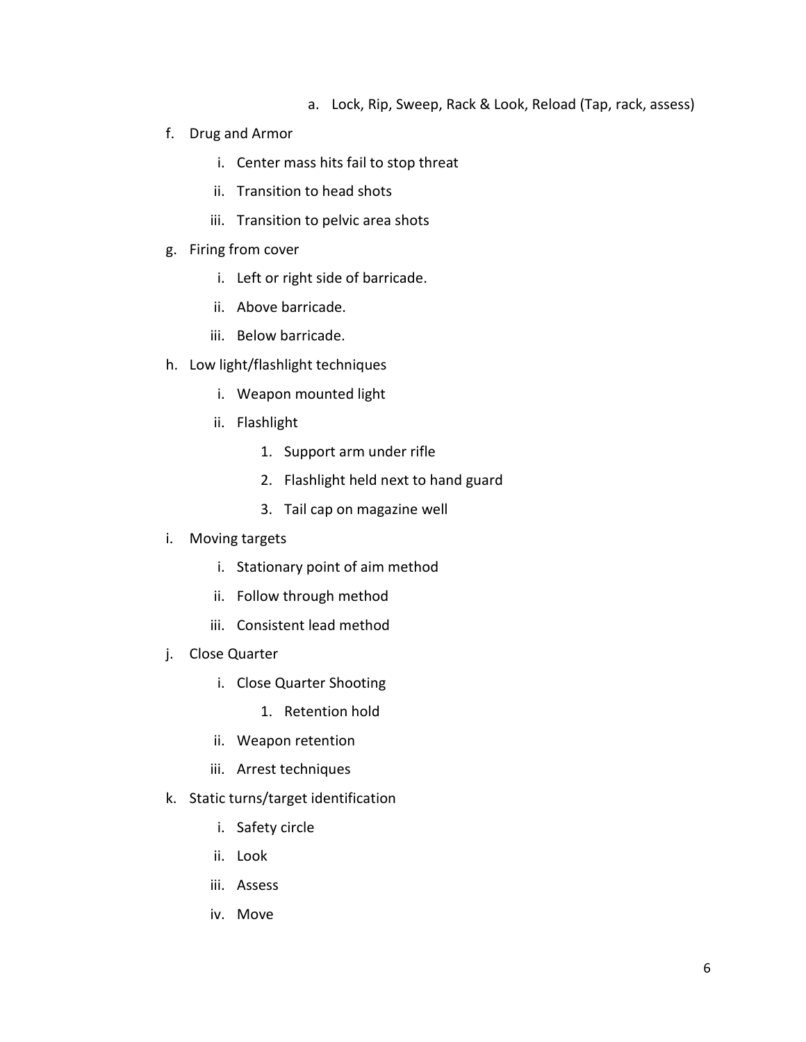a. Lock, Rip, Sweep, Rack & Look, Reload (Tap, rack, assess)

f. Drug and Armor
   i. Center mass hits fail to stop threat
   ii. Transition to head shots
   iii. Transition to pelvic area shots
g. Firing from cover
   i. Left or right side of barricade.
   ii. Above barricade.
   iii. Below barricade.
h. Low light/flashlight techniques
   i. Weapon mounted light
   ii. Flashlight
      1. Support arm under rifle
      2. Flashlight held next to hand guard
      3. Tail cap on magazine well
i. Moving targets
   i. Stationary point of aim method
   ii. Follow through method
   iii. Consistent lead method
j. Close Quarter
   i. Close Quarter Shooting
      1. Retention hold
   ii. Weapon retention
   iii. Arrest techniques
k. Static turns/target identification
   i. Safety circle
   ii. Look
   iii. Assess
   iv. Move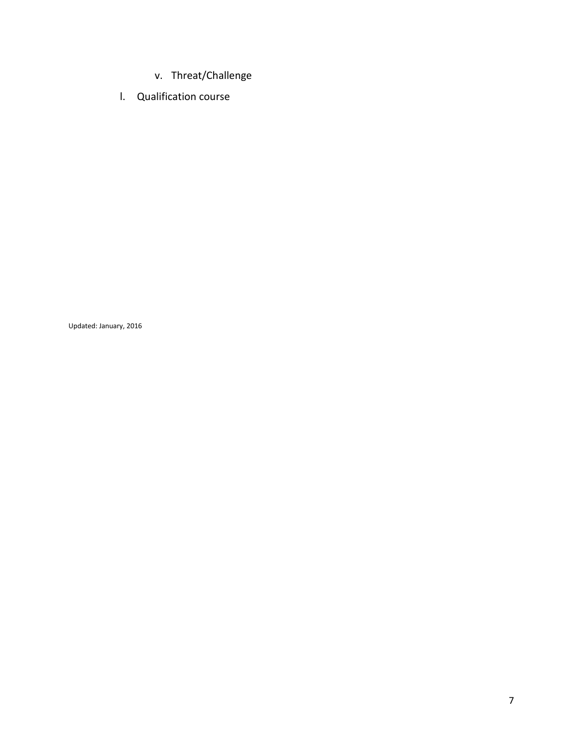v. Threat/Challenge

l. Qualification course

Updated: January, 2016